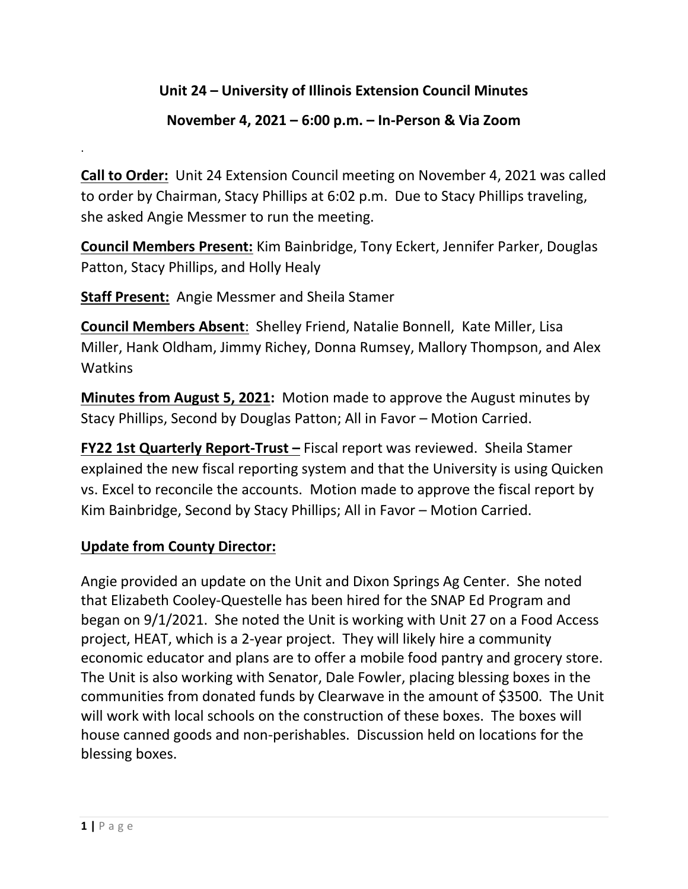# Unit 24 – University of Illinois Extension Council Minutes

## November 4, 2021 – 6:00 p.m. – In-Person & Via Zoom

.

**Call to Order:** Unit 24 Extension Council meeting on November 4, 2021 was called to order by Chairman, Stacy Phillips at 6:02 p.m. Due to Stacy Phillips traveling, she asked Angie Messmer to run the meeting.

**Council Members Present:** Kim Bainbridge, Tony Eckert, Jennifer Parker, Douglas Patton, Stacy Phillips, and Holly Healy

**Staff Present:** Angie Messmer and Sheila Stamer

**Council Members Absent**: Shelley Friend, Natalie Bonnell, Kate Miller, Lisa Miller, Hank Oldham, Jimmy Richey, Donna Rumsey, Mallory Thompson, and Alex Watkins

**Minutes from August 5, 2021:** Motion made to approve the August minutes by Stacy Phillips, Second by Douglas Patton; All in Favor – Motion Carried.

**FY22 1st Quarterly Report-Trust –** Fiscal report was reviewed. Sheila Stamer explained the new fiscal reporting system and that the University is using Quicken vs. Excel to reconcile the accounts. Motion made to approve the fiscal report by Kim Bainbridge, Second by Stacy Phillips; All in Favor – Motion Carried.

**Update from County Director:**

Angie provided an update on the Unit and Dixon Springs Ag Center. She noted that Elizabeth Cooley-Questelle has been hired for the SNAP Ed Program and began on 9/1/2021. She noted the Unit is working with Unit 27 on a Food Access project, HEAT, which is a 2-year project. They will likely hire a community economic educator and plans are to offer a mobile food pantry and grocery store. The Unit is also working with Senator, Dale Fowler, placing blessing boxes in the communities from donated funds by Clearwave in the amount of $3500. The Unit will work with local schools on the construction of these boxes. The boxes will house canned goods and non-perishables. Discussion held on locations for the blessing boxes.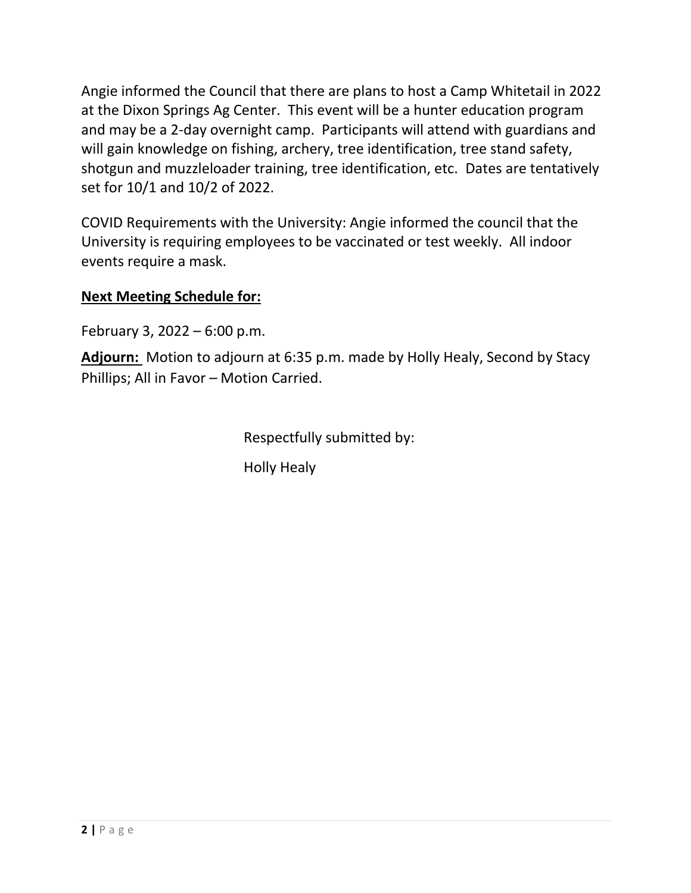Angie informed the Council that there are plans to host a Camp Whitetail in 2022 at the Dixon Springs Ag Center. This event will be a hunter education program and may be a 2-day overnight camp. Participants will attend with guardians and will gain knowledge on fishing, archery, tree identification, tree stand safety, shotgun and muzzleloader training, tree identification, etc. Dates are tentatively set for 10/1 and 10/2 of 2022.

COVID Requirements with the University: Angie informed the council that the University is requiring employees to be vaccinated or test weekly. All indoor events require a mask.

**Next Meeting Schedule for:**

February 3, 2022 – 6:00 p.m.

**Adjourn:** Motion to adjourn at 6:35 p.m. made by Holly Healy, Second by Stacy Phillips; All in Favor – Motion Carried.

Respectfully submitted by:

Holly Healy